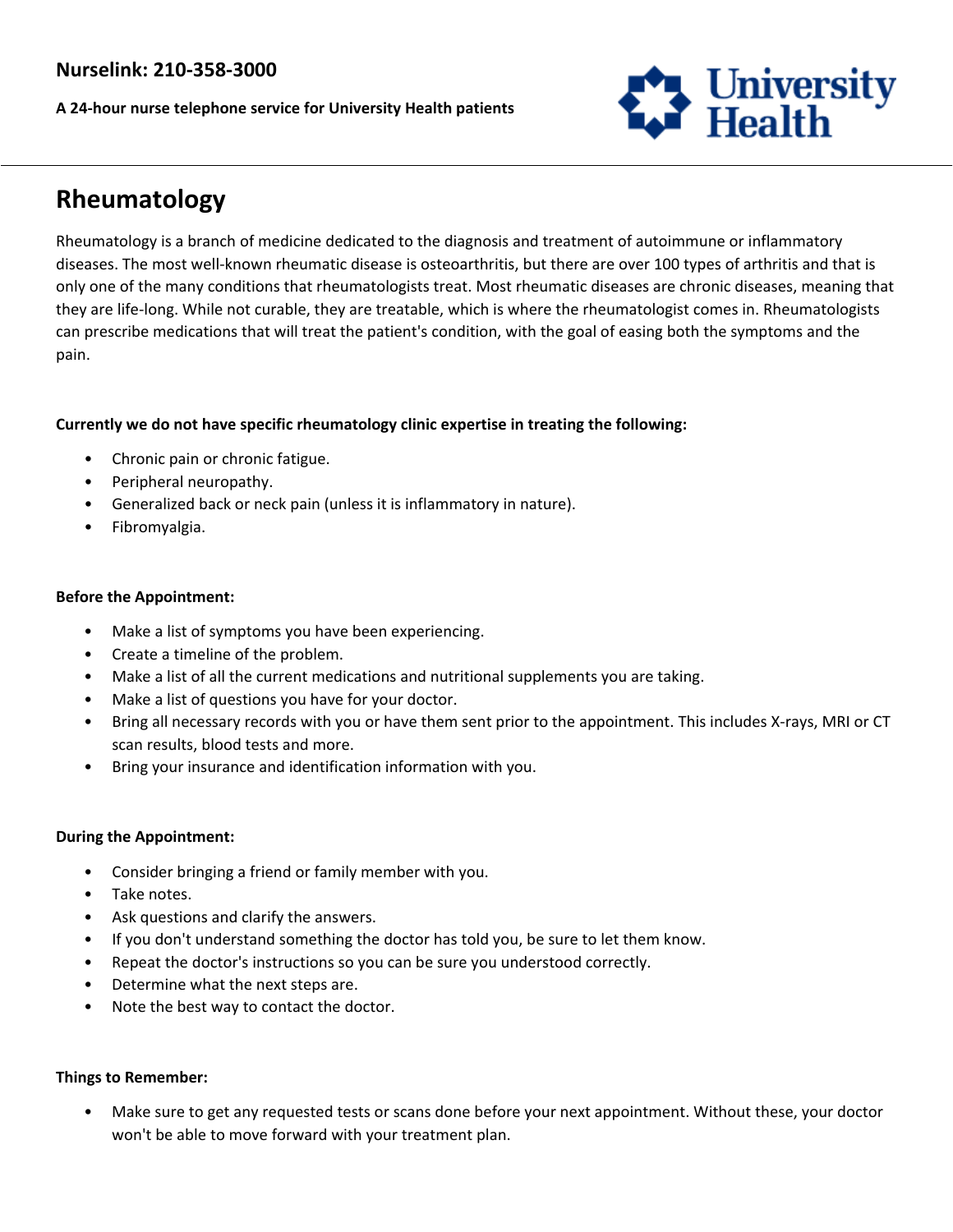**Nurselink: 210-358-3000**

**A 24-hour nurse telephone service for University Health patients**

# Rheumatology

Rheumatology is a branch of medicine dedicated to the diagnosis and treatment of autoimmune or inflammatory diseases. The most well-known rheumatic disease is osteoarthritis, but there are over 100 types of arthritis and that is only one of the many conditions that rheumatologists treat. Most rheumatic diseases are chronic diseases, meaning that they are life-long. While not curable, they are treatable, which is where the rheumatologist comes in. Rheumatologists can prescribe medications that will treat the patient's condition, with the goal of easing both the symptoms and the pain.

**Currently we do not have specific rheumatology clinic expertise in treating the following:**

- Chronic pain or chronic fatigue.
- Peripheral neuropathy.
- Generalized back or neck pain (unless it is inflammatory in nature).
- Fibromyalgia.

**Before the Appointment:**

- Make a list of symptoms you have been experiencing.
- Create a timeline of the problem.
- Make a list of all the current medications and nutritional supplements you are taking.
- Make a list of questions you have for your doctor.
- Bring all necessary records with you or have them sent prior to the appointment. This includes X-rays, MRI or CT scan results, blood tests and more.
- Bring your insurance and identification information with you.

**During the Appointment:**

- Consider bringing a friend or family member with you.
- Take notes.
- Ask questions and clarify the answers.
- If you don't understand something the doctor has told you, be sure to let them know.
- Repeat the doctor's instructions so you can be sure you understood correctly.
- Determine what the next steps are.
- Note the best way to contact the doctor.

**Things to Remember:**

- Make sure to get any requested tests or scans done before your next appointment. Without these, your doctor won't be able to move forward with your treatment plan.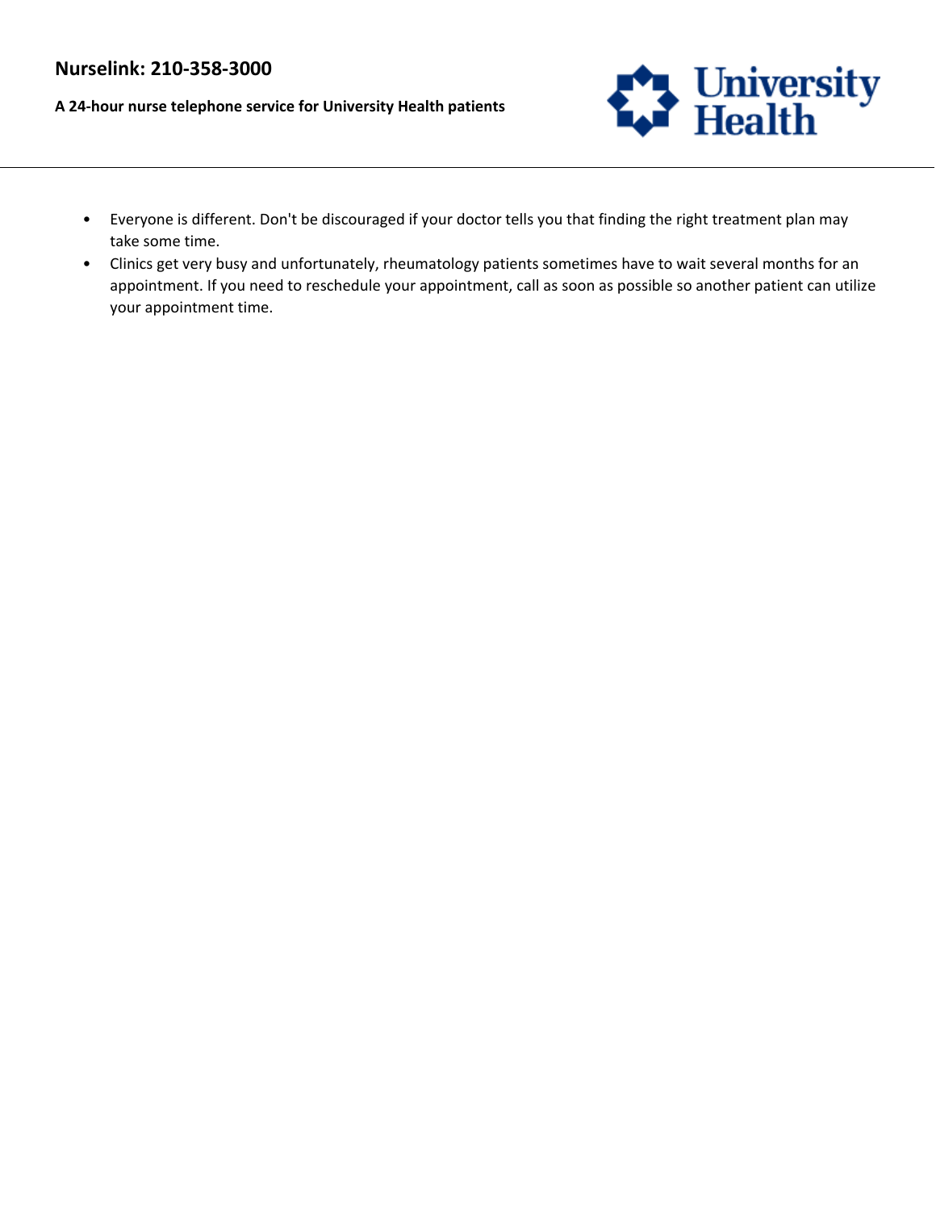- Everyone is different. Don't be discouraged if your doctor tells you that finding the right treatment plan may take some time.
- Clinics get very busy and unfortunately, rheumatology patients sometimes have to wait several months for an appointment. If you need to reschedule your appointment, call as soon as possible so another patient can utilize your appointment time.